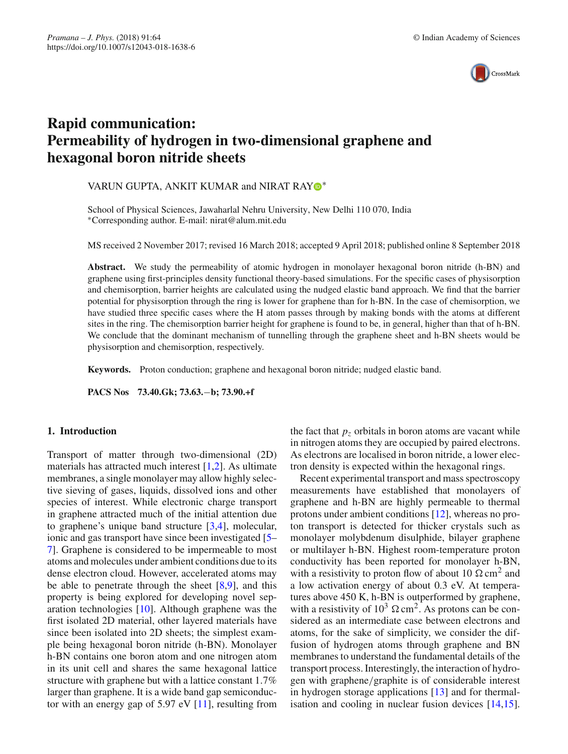# Rapid communication: Permeability of hydrogen in two-dimensional graphene and hexagonal boron nitride sheets

VARUN GUPTA, ANKIT KUMAR and NIRAT RAY*

School of Physical Sciences, Jawaharlal Nehru University, New Delhi 110 070, India
*Corresponding author. E-mail: nirat@alum.mit.edu

MS received 2 November 2017; revised 16 March 2018; accepted 9 April 2018; published online 8 September 2018

**Abstract.** We study the permeability of atomic hydrogen in monolayer hexagonal boron nitride (h-BN) and graphene using first-principles density functional theory-based simulations. For the specific cases of physisorption and chemisorption, barrier heights are calculated using the nudged elastic band approach. We find that the barrier potential for physisorption through the ring is lower for graphene than for h-BN. In the case of chemisorption, we have studied three specific cases where the H atom passes through by making bonds with the atoms at different sites in the ring. The chemisorption barrier height for graphene is found to be, in general, higher than that of h-BN. We conclude that the dominant mechanism of tunnelling through the graphene sheet and h-BN sheets would be physisorption and chemisorption, respectively.

**Keywords.** Proton conduction; graphene and hexagonal boron nitride; nudged elastic band.

**PACS Nos** 73.40.Gk; 73.63.−b; 73.90.+f

## 1. Introduction

Transport of matter through two-dimensional (2D) materials has attracted much interest [1,2]. As ultimate membranes, a single monolayer may allow highly selective sieving of gases, liquids, dissolved ions and other species of interest. While electronic charge transport in graphene attracted much of the initial attention due to graphene's unique band structure [3,4], molecular, ionic and gas transport have since been investigated [5–7]. Graphene is considered to be impermeable to most atoms and molecules under ambient conditions due to its dense electron cloud. However, accelerated atoms may be able to penetrate through the sheet [8,9], and this property is being explored for developing novel separation technologies [10]. Although graphene was the first isolated 2D material, other layered materials have since been isolated into 2D sheets; the simplest example being hexagonal boron nitride (h-BN). Monolayer h-BN contains one boron atom and one nitrogen atom in its unit cell and shares the same hexagonal lattice structure with graphene but with a lattice constant 1.7% larger than graphene. It is a wide band gap semiconductor with an energy gap of 5.97 eV [11], resulting from the fact that $p_z$ orbitals in boron atoms are vacant while in nitrogen atoms they are occupied by paired electrons. As electrons are localised in boron nitride, a lower electron density is expected within the hexagonal rings.

Recent experimental transport and mass spectroscopy measurements have established that monolayers of graphene and h-BN are highly permeable to thermal protons under ambient conditions [12], whereas no proton transport is detected for thicker crystals such as monolayer molybdenum disulphide, bilayer graphene or multilayer h-BN. Highest room-temperature proton conductivity has been reported for monolayer h-BN, with a resistivity to proton flow of about 10 $\Omega\,\text{cm}^2$ and a low activation energy of about 0.3 eV. At temperatures above 450 K, h-BN is outperformed by graphene, with a resistivity of $10^3$ $\Omega\,\text{cm}^2$. As protons can be considered as an intermediate case between electrons and atoms, for the sake of simplicity, we consider the diffusion of hydrogen atoms through graphene and BN membranes to understand the fundamental details of the transport process. Interestingly, the interaction of hydrogen with graphene/graphite is of considerable interest in hydrogen storage applications [13] and for thermalisation and cooling in nuclear fusion devices [14,15].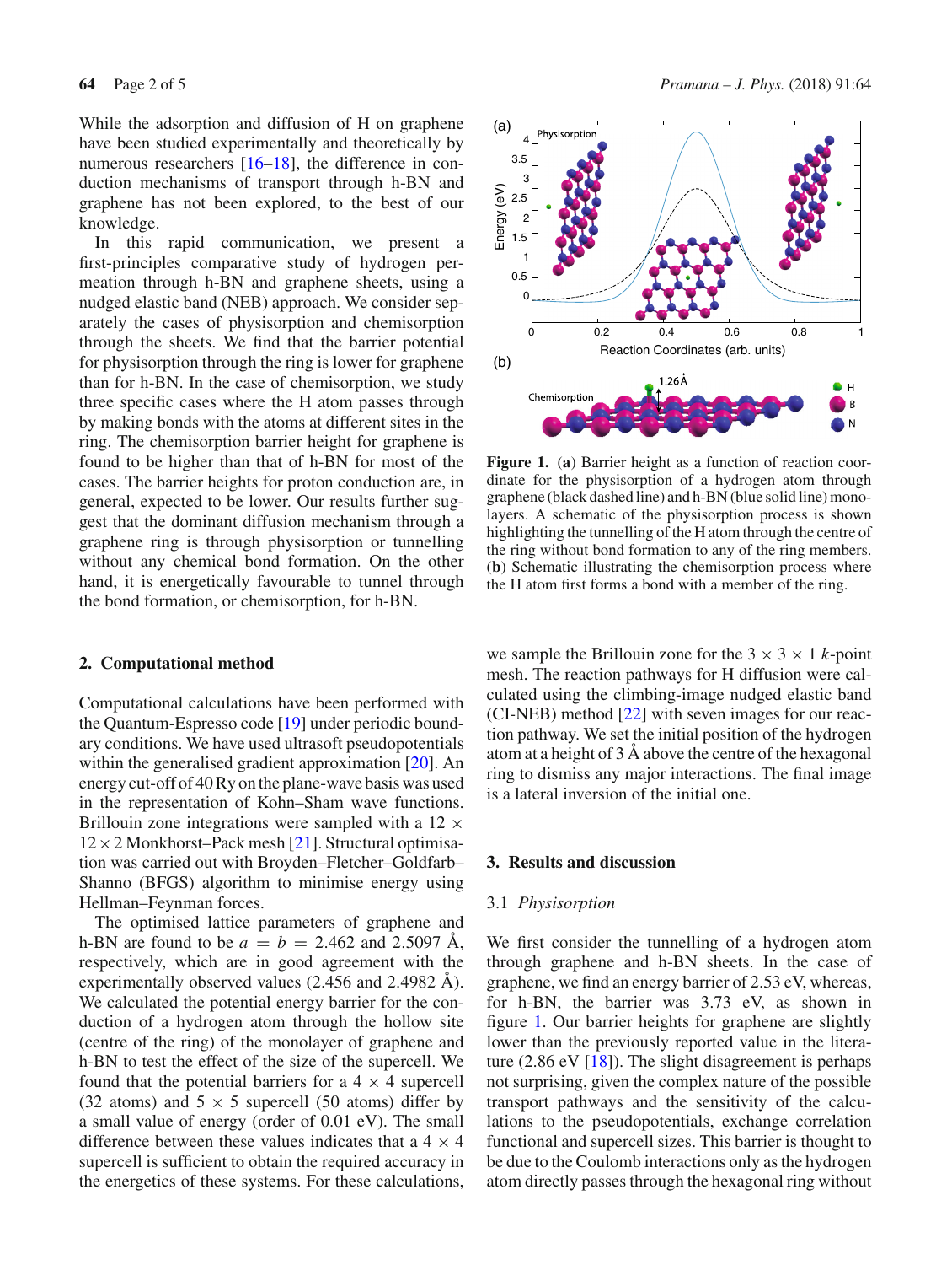While the adsorption and diffusion of H on graphene have been studied experimentally and theoretically by numerous researchers [16–18], the difference in conduction mechanisms of transport through h-BN and graphene has not been explored, to the best of our knowledge.

In this rapid communication, we present a first-principles comparative study of hydrogen permeation through h-BN and graphene sheets, using a nudged elastic band (NEB) approach. We consider separately the cases of physisorption and chemisorption through the sheets. We find that the barrier potential for physisorption through the ring is lower for graphene than for h-BN. In the case of chemisorption, we study three specific cases where the H atom passes through by making bonds with the atoms at different sites in the ring. The chemisorption barrier height for graphene is found to be higher than that of h-BN for most of the cases. The barrier heights for proton conduction are, in general, expected to be lower. Our results further suggest that the dominant diffusion mechanism through a graphene ring is through physisorption or tunnelling without any chemical bond formation. On the other hand, it is energetically favourable to tunnel through the bond formation, or chemisorption, for h-BN.

## 2. Computational method

Computational calculations have been performed with the Quantum-Espresso code [19] under periodic boundary conditions. We have used ultrasoft pseudopotentials within the generalised gradient approximation [20]. An energy cut-off of 40 Ry on the plane-wave basis was used in the representation of Kohn–Sham wave functions. Brillouin zone integrations were sampled with a $12 \times 12 \times 2$ Monkhorst–Pack mesh [21]. Structural optimisation was carried out with Broyden–Fletcher–Goldfarb–Shanno (BFGS) algorithm to minimise energy using Hellman–Feynman forces.

The optimised lattice parameters of graphene and h-BN are found to be $a = b = 2.462$ and 2.5097 Å, respectively, which are in good agreement with the experimentally observed values (2.456 and 2.4982 Å). We calculated the potential energy barrier for the conduction of a hydrogen atom through the hollow site (centre of the ring) of the monolayer of graphene and h-BN to test the effect of the size of the supercell. We found that the potential barriers for a $4 \times 4$ supercell (32 atoms) and $5 \times 5$ supercell (50 atoms) differ by a small value of energy (order of 0.01 eV). The small difference between these values indicates that a $4 \times 4$ supercell is sufficient to obtain the required accuracy in the energetics of these systems. For these calculations, we sample the Brillouin zone for the $3 \times 3 \times 1$ $k$-point mesh. The reaction pathways for H diffusion were calculated using the climbing-image nudged elastic band (CI-NEB) method [22] with seven images for our reaction pathway. We set the initial position of the hydrogen atom at a height of 3 Å above the centre of the hexagonal ring to dismiss any major interactions. The final image is a lateral inversion of the initial one.

**Figure 1.** (**a**) Barrier height as a function of reaction coordinate for the physisorption of a hydrogen atom through graphene (black dashed line) and h-BN (blue solid line) monolayers. A schematic of the physisorption process is shown highlighting the tunnelling of the H atom through the centre of the ring without bond formation to any of the ring members. (**b**) Schematic illustrating the chemisorption process where the H atom first forms a bond with a member of the ring.

## 3. Results and discussion

### 3.1 *Physisorption*

We first consider the tunnelling of a hydrogen atom through graphene and h-BN sheets. In the case of graphene, we find an energy barrier of 2.53 eV, whereas, for h-BN, the barrier was 3.73 eV, as shown in figure 1. Our barrier heights for graphene are slightly lower than the previously reported value in the literature (2.86 eV [18]). The slight disagreement is perhaps not surprising, given the complex nature of the possible transport pathways and the sensitivity of the calculations to the pseudopotentials, exchange correlation functional and supercell sizes. This barrier is thought to be due to the Coulomb interactions only as the hydrogen atom directly passes through the hexagonal ring without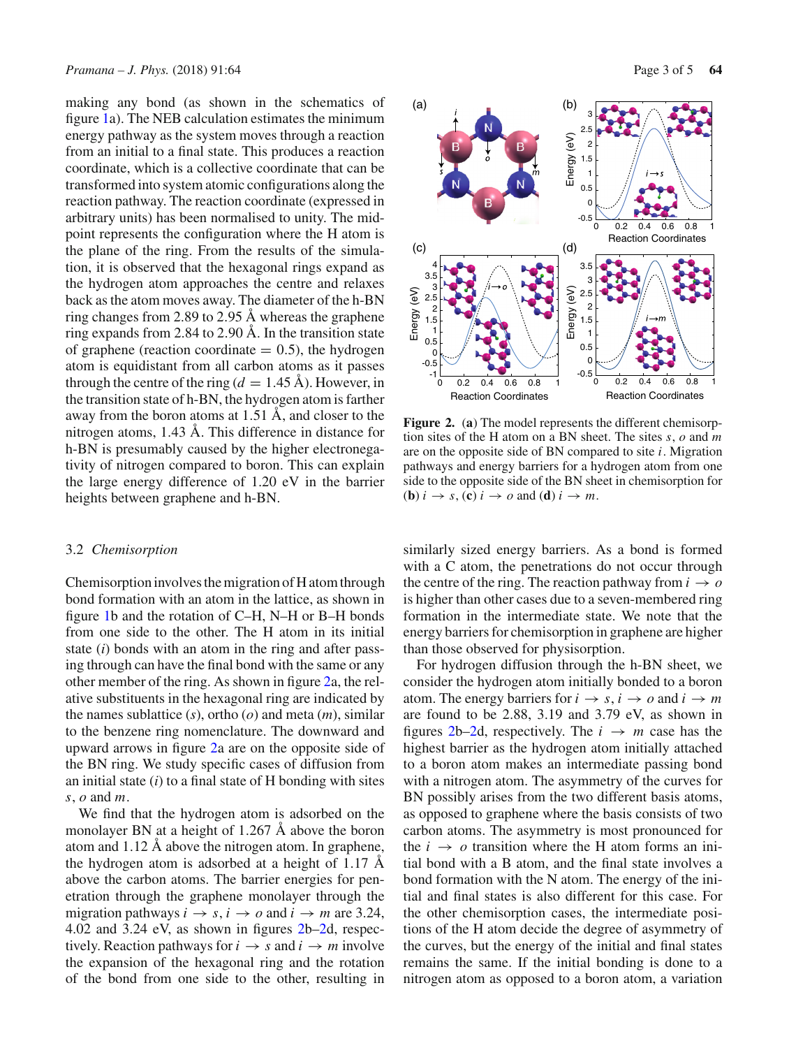making any bond (as shown in the schematics of figure 1a). The NEB calculation estimates the minimum energy pathway as the system moves through a reaction from an initial to a final state. This produces a reaction coordinate, which is a collective coordinate that can be transformed into system atomic configurations along the reaction pathway. The reaction coordinate (expressed in arbitrary units) has been normalised to unity. The midpoint represents the configuration where the H atom is the plane of the ring. From the results of the simulation, it is observed that the hexagonal rings expand as the hydrogen atom approaches the centre and relaxes back as the atom moves away. The diameter of the h-BN ring changes from 2.89 to 2.95 Å whereas the graphene ring expands from 2.84 to 2.90 Å. In the transition state of graphene (reaction coordinate = 0.5), the hydrogen atom is equidistant from all carbon atoms as it passes through the centre of the ring ($d = 1.45$ Å). However, in the transition state of h-BN, the hydrogen atom is farther away from the boron atoms at 1.51 Å, and closer to the nitrogen atoms, 1.43 Å. This difference in distance for h-BN is presumably caused by the higher electronegativity of nitrogen compared to boron. This can explain the large energy difference of 1.20 eV in the barrier heights between graphene and h-BN.

### 3.2 *Chemisorption*

Chemisorption involves the migration of H atom through bond formation with an atom in the lattice, as shown in figure 1b and the rotation of C–H, N–H or B–H bonds from one side to the other. The H atom in its initial state ($i$) bonds with an atom in the ring and after passing through can have the final bond with the same or any other member of the ring. As shown in figure 2a, the relative substituents in the hexagonal ring are indicated by the names sublattice ($s$), ortho ($o$) and meta ($m$), similar to the benzene ring nomenclature. The downward and upward arrows in figure 2a are on the opposite side of the BN ring. We study specific cases of diffusion from an initial state ($i$) to a final state of H bonding with sites $s$, $o$ and $m$.

We find that the hydrogen atom is adsorbed on the monolayer BN at a height of 1.267 Å above the boron atom and 1.12 Å above the nitrogen atom. In graphene, the hydrogen atom is adsorbed at a height of 1.17 Å above the carbon atoms. The barrier energies for penetration through the graphene monolayer through the migration pathways $i \rightarrow s$, $i \rightarrow o$ and $i \rightarrow m$ are 3.24, 4.02 and 3.24 eV, as shown in figures 2b–2d, respectively. Reaction pathways for $i \rightarrow s$ and $i \rightarrow m$ involve the expansion of the hexagonal ring and the rotation of the bond from one side to the other, resulting in similarly sized energy barriers. As a bond is formed with a C atom, the penetrations do not occur through the centre of the ring. The reaction pathway from $i \rightarrow o$ is higher than other cases due to a seven-membered ring formation in the intermediate state. We note that the energy barriers for chemisorption in graphene are higher than those observed for physisorption.

**Figure 2.** (**a**) The model represents the different chemisorption sites of the H atom on a BN sheet. The sites $s$, $o$ and $m$ are on the opposite side of BN compared to site $i$. Migration pathways and energy barriers for a hydrogen atom from one side to the opposite side of the BN sheet in chemisorption for (**b**) $i \rightarrow s$, (**c**) $i \rightarrow o$ and (**d**) $i \rightarrow m$.

For hydrogen diffusion through the h-BN sheet, we consider the hydrogen atom initially bonded to a boron atom. The energy barriers for $i \rightarrow s$, $i \rightarrow o$ and $i \rightarrow m$ are found to be 2.88, 3.19 and 3.79 eV, as shown in figures 2b–2d, respectively. The $i \rightarrow m$ case has the highest barrier as the hydrogen atom initially attached to a boron atom makes an intermediate passing bond with a nitrogen atom. The asymmetry of the curves for BN possibly arises from the two different basis atoms, as opposed to graphene where the basis consists of two carbon atoms. The asymmetry is most pronounced for the $i \rightarrow o$ transition where the H atom forms an initial bond with a B atom, and the final state involves a bond formation with the N atom. The energy of the initial and final states is also different for this case. For the other chemisorption cases, the intermediate positions of the H atom decide the degree of asymmetry of the curves, but the energy of the initial and final states remains the same. If the initial bonding is done to a nitrogen atom as opposed to a boron atom, a variation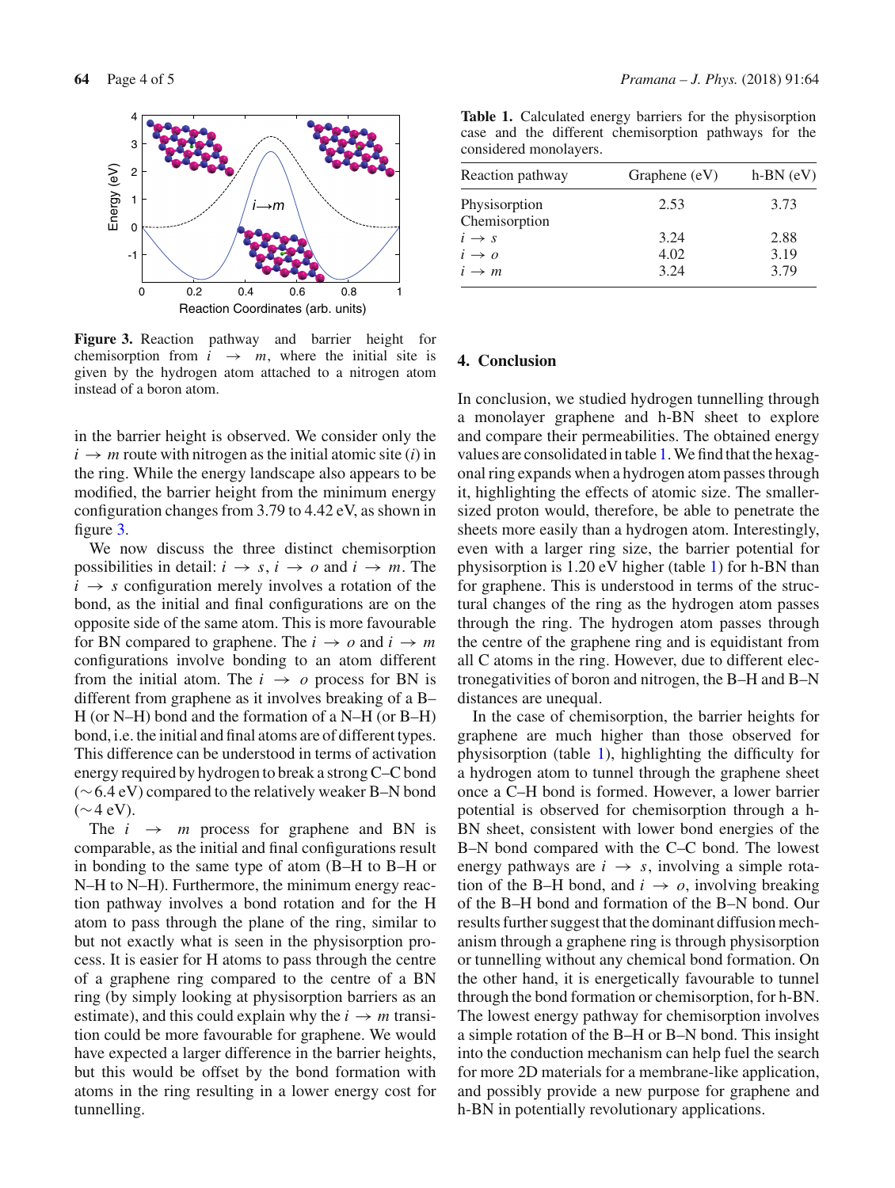**Figure 3.** Reaction pathway and barrier height for chemisorption from $i \rightarrow m$, where the initial site is given by the hydrogen atom attached to a nitrogen atom instead of a boron atom.

in the barrier height is observed. We consider only the $i \rightarrow m$ route with nitrogen as the initial atomic site ($i$) in the ring. While the energy landscape also appears to be modified, the barrier height from the minimum energy configuration changes from 3.79 to 4.42 eV, as shown in figure 3.

We now discuss the three distinct chemisorption possibilities in detail: $i \rightarrow s$, $i \rightarrow o$ and $i \rightarrow m$. The $i \rightarrow s$ configuration merely involves a rotation of the bond, as the initial and final configurations are on the opposite side of the same atom. This is more favourable for BN compared to graphene. The $i \rightarrow o$ and $i \rightarrow m$ configurations involve bonding to an atom different from the initial atom. The $i \rightarrow o$ process for BN is different from graphene as it involves breaking of a B–H (or N–H) bond and the formation of a N–H (or B–H) bond, i.e. the initial and final atoms are of different types. This difference can be understood in terms of activation energy required by hydrogen to break a strong C–C bond ($\sim$6.4 eV) compared to the relatively weaker B–N bond ($\sim$4 eV).

The $i \rightarrow m$ process for graphene and BN is comparable, as the initial and final configurations result in bonding to the same type of atom (B–H to B–H or N–H to N–H). Furthermore, the minimum energy reaction pathway involves a bond rotation and for the H atom to pass through the plane of the ring, similar to but not exactly what is seen in the physisorption process. It is easier for H atoms to pass through the centre of a graphene ring compared to the centre of a BN ring (by simply looking at physisorption barriers as an estimate), and this could explain why the $i \rightarrow m$ transition could be more favourable for graphene. We would have expected a larger difference in the barrier heights, but this would be offset by the bond formation with atoms in the ring resulting in a lower energy cost for tunnelling.

**Table 1.** Calculated energy barriers for the physisorption case and the different chemisorption pathways for the considered monolayers.

| Reaction pathway | Graphene (eV) | h-BN (eV) |
|---|---|---|
| Physisorption | 2.53 | 3.73 |
| Chemisorption | | |
| $i \rightarrow s$ | 3.24 | 2.88 |
| $i \rightarrow o$ | 4.02 | 3.19 |
| $i \rightarrow m$ | 3.24 | 3.79 |

## 4. Conclusion

In conclusion, we studied hydrogen tunnelling through a monolayer graphene and h-BN sheet to explore and compare their permeabilities. The obtained energy values are consolidated in table 1. We find that the hexagonal ring expands when a hydrogen atom passes through it, highlighting the effects of atomic size. The smaller-sized proton would, therefore, be able to penetrate the sheets more easily than a hydrogen atom. Interestingly, even with a larger ring size, the barrier potential for physisorption is 1.20 eV higher (table 1) for h-BN than for graphene. This is understood in terms of the structural changes of the ring as the hydrogen atom passes through the ring. The hydrogen atom passes through the centre of the graphene ring and is equidistant from all C atoms in the ring. However, due to different electronegativities of boron and nitrogen, the B–H and B–N distances are unequal.

In the case of chemisorption, the barrier heights for graphene are much higher than those observed for physisorption (table 1), highlighting the difficulty for a hydrogen atom to tunnel through the graphene sheet once a C–H bond is formed. However, a lower barrier potential is observed for chemisorption through a h-BN sheet, consistent with lower bond energies of the B–N bond compared with the C–C bond. The lowest energy pathways are $i \rightarrow s$, involving a simple rotation of the B–H bond, and $i \rightarrow o$, involving breaking of the B–H bond and formation of the B–N bond. Our results further suggest that the dominant diffusion mechanism through a graphene ring is through physisorption or tunnelling without any chemical bond formation. On the other hand, it is energetically favourable to tunnel through the bond formation or chemisorption, for h-BN. The lowest energy pathway for chemisorption involves a simple rotation of the B–H or B–N bond. This insight into the conduction mechanism can help fuel the search for more 2D materials for a membrane-like application, and possibly provide a new purpose for graphene and h-BN in potentially revolutionary applications.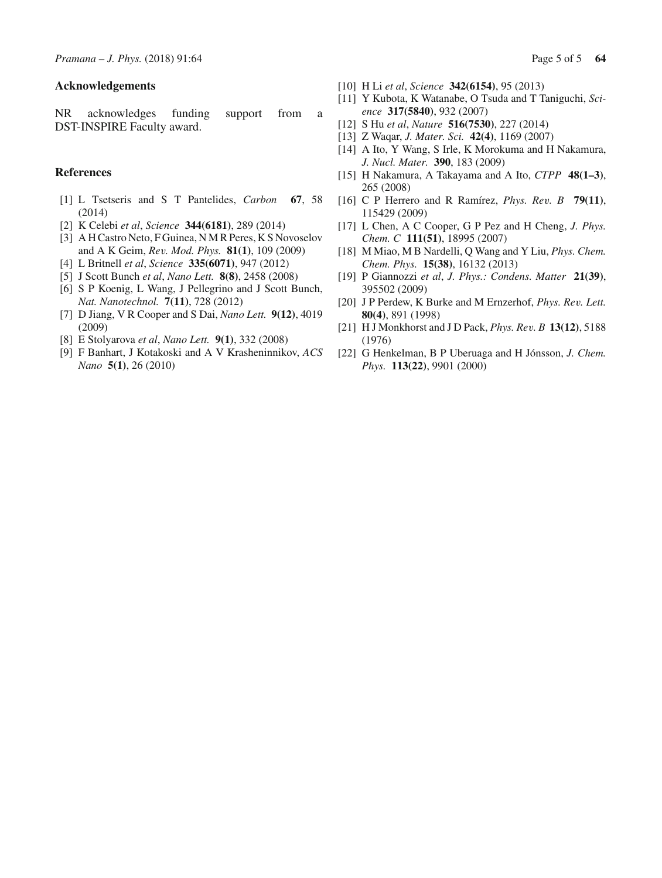## Acknowledgements

NR acknowledges funding support from a DST-INSPIRE Faculty award.

## References

[1] L Tsetseris and S T Pantelides, *Carbon* **67**, 58 (2014)
[2] K Celebi *et al*, *Science* **344(6181)**, 289 (2014)
[3] A H Castro Neto, F Guinea, N M R Peres, K S Novoselov and A K Geim, *Rev. Mod. Phys.* **81(1)**, 109 (2009)
[4] L Britnell *et al*, *Science* **335(6071)**, 947 (2012)
[5] J Scott Bunch *et al*, *Nano Lett.* **8(8)**, 2458 (2008)
[6] S P Koenig, L Wang, J Pellegrino and J Scott Bunch, *Nat. Nanotechnol.* **7(11)**, 728 (2012)
[7] D Jiang, V R Cooper and S Dai, *Nano Lett.* **9(12)**, 4019 (2009)
[8] E Stolyarova *et al*, *Nano Lett.* **9(1)**, 332 (2008)
[9] F Banhart, J Kotakoski and A V Krasheninnikov, *ACS Nano* **5(1)**, 26 (2010)
[10] H Li *et al*, *Science* **342(6154)**, 95 (2013)
[11] Y Kubota, K Watanabe, O Tsuda and T Taniguchi, *Science* **317(5840)**, 932 (2007)
[12] S Hu *et al*, *Nature* **516(7530)**, 227 (2014)
[13] Z Waqar, *J. Mater. Sci.* **42(4)**, 1169 (2007)
[14] A Ito, Y Wang, S Irle, K Morokuma and H Nakamura, *J. Nucl. Mater.* **390**, 183 (2009)
[15] H Nakamura, A Takayama and A Ito, *CTPP* **48(1–3)**, 265 (2008)
[16] C P Herrero and R Ramírez, *Phys. Rev. B* **79(11)**, 115429 (2009)
[17] L Chen, A C Cooper, G P Pez and H Cheng, *J. Phys. Chem. C* **111(51)**, 18995 (2007)
[18] M Miao, M B Nardelli, Q Wang and Y Liu, *Phys. Chem. Chem. Phys.* **15(38)**, 16132 (2013)
[19] P Giannozzi *et al*, *J. Phys.: Condens. Matter* **21(39)**, 395502 (2009)
[20] J P Perdew, K Burke and M Ernzerhof, *Phys. Rev. Lett.* **80(4)**, 891 (1998)
[21] H J Monkhorst and J D Pack, *Phys. Rev. B* **13(12)**, 5188 (1976)
[22] G Henkelman, B P Uberuaga and H Jónsson, *J. Chem. Phys.* **113(22)**, 9901 (2000)